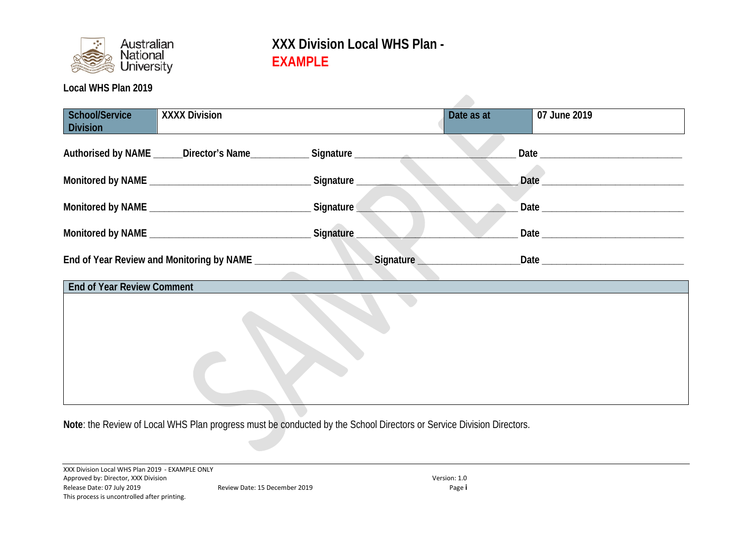# XXX Division Local WHS Plan - EXAMPLE

**Local WHS Plan 2019**

| School/Service Division | XXXX Division | Date as at | 07 June 2019 |
|---|---|---|---|

**Authorised by NAME ______Director's Name___________ Signature _______________________________ Date ___________________________**

**Monitored by NAME _______________________________ Signature _______________________________ Date ___________________________**

**Monitored by NAME _______________________________ Signature _______________________________ Date ___________________________**

**Monitored by NAME _______________________________ Signature _______________________________ Date ___________________________**

**End of Year Review and Monitoring by NAME ______________________ Signature ___________________Date ___________________________**

| End of Year Review Comment |
|---|
| |

**Note**: the Review of Local WHS Plan progress must be conducted by the School Directors or Service Division Directors.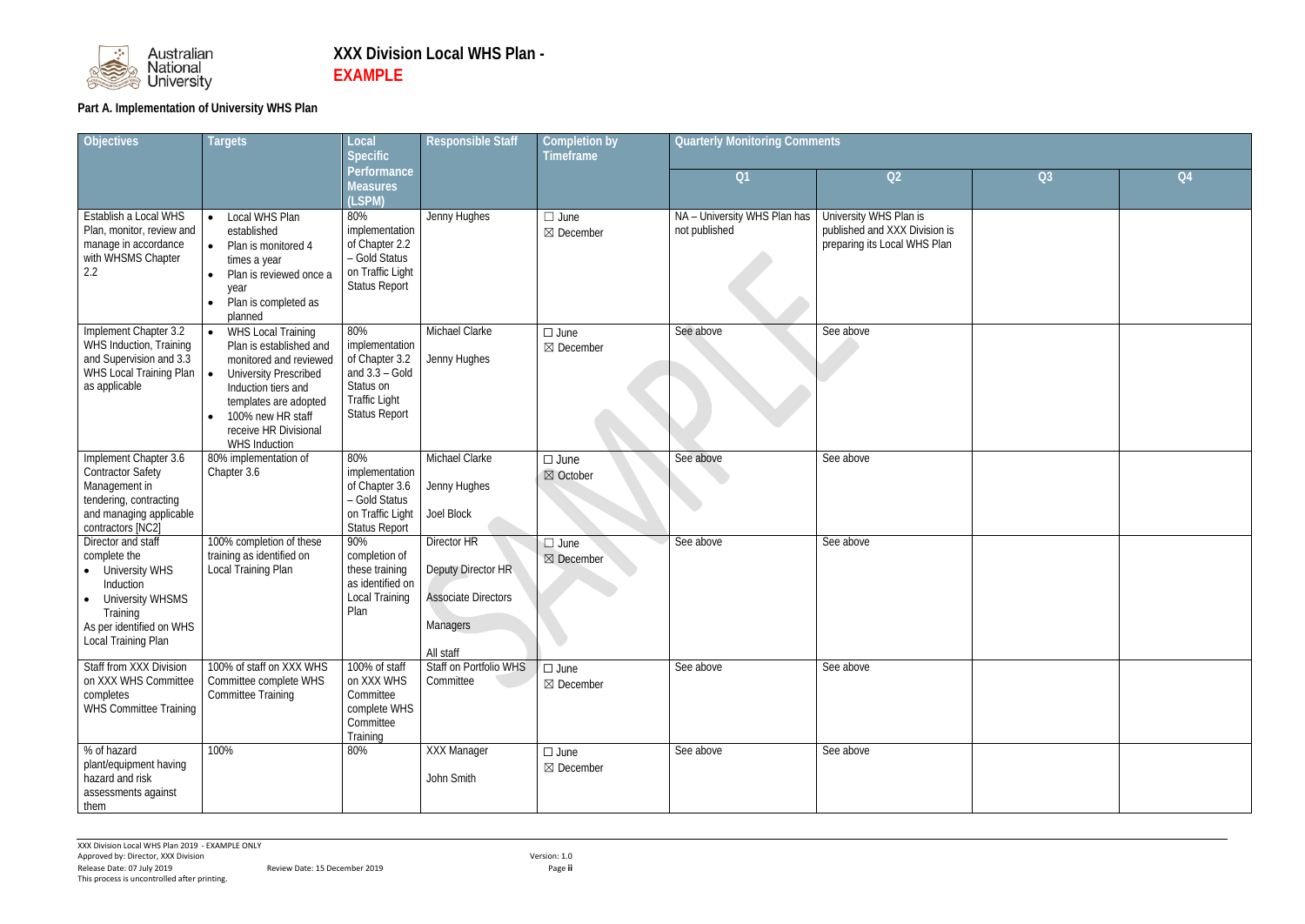# XXX Division Local WHS Plan - EXAMPLE

**Part A. Implementation of University WHS Plan**

| Objectives | Targets | Local Specific Performance Measures (LSPM) | Responsible Staff | Completion by Timeframe | Quarterly Monitoring Comments | | | |
|---|---|---|---|---|---|---|---|---|
| | | | | | Q1 | Q2 | Q3 | Q4 |
| Establish a Local WHS Plan, monitor, review and manage in accordance with WHSMS Chapter 2.2 | • Local WHS Plan established<br>• Plan is monitored 4 times a year<br>• Plan is reviewed once a year<br>• Plan is completed as planned | 80% implementation of Chapter 2.2 – Gold Status on Traffic Light Status Report | Jenny Hughes | ☐ June<br>☒ December | NA – University WHS Plan has not published | University WHS Plan is published and XXX Division is preparing its Local WHS Plan | | |
| Implement Chapter 3.2 WHS Induction, Training and Supervision and 3.3 WHS Local Training Plan as applicable | • WHS Local Training Plan is established and monitored and reviewed<br>• University Prescribed Induction tiers and templates are adopted<br>• 100% new HR staff receive HR Divisional WHS Induction | 80% implementation of Chapter 3.2 and 3.3 – Gold Status on Traffic Light Status Report | Michael Clarke<br><br>Jenny Hughes | ☐ June<br>☒ December | See above | See above | | |
| Implement Chapter 3.6 Contractor Safety Management in tendering, contracting and managing applicable contractors [NC2] | 80% implementation of Chapter 3.6 | 80% implementation of Chapter 3.6 – Gold Status on Traffic Light Status Report | Michael Clarke<br><br>Jenny Hughes<br><br>Joel Block | ☐ June<br>☒ October | See above | See above | | |
| Director and staff complete the<br>• University WHS Induction<br>• University WHSMS Training<br>As per identified on WHS Local Training Plan | 100% completion of these training as identified on Local Training Plan | 90% completion of these training as identified on Local Training Plan | Director HR<br><br>Deputy Director HR<br><br>Associate Directors<br><br>Managers<br><br>All staff | ☐ June<br>☒ December | See above | See above | | |
| Staff from XXX Division on XXX WHS Committee completes WHS Committee Training | 100% of staff on XXX WHS Committee complete WHS Committee Training | 100% of staff on XXX WHS Committee complete WHS Committee Training | Staff on Portfolio WHS Committee | ☐ June<br>☒ December | See above | See above | | |
| % of hazard plant/equipment having hazard and risk assessments against them | 100% | 80% | XXX Manager<br><br>John Smith | ☐ June<br>☒ December | See above | See above | | |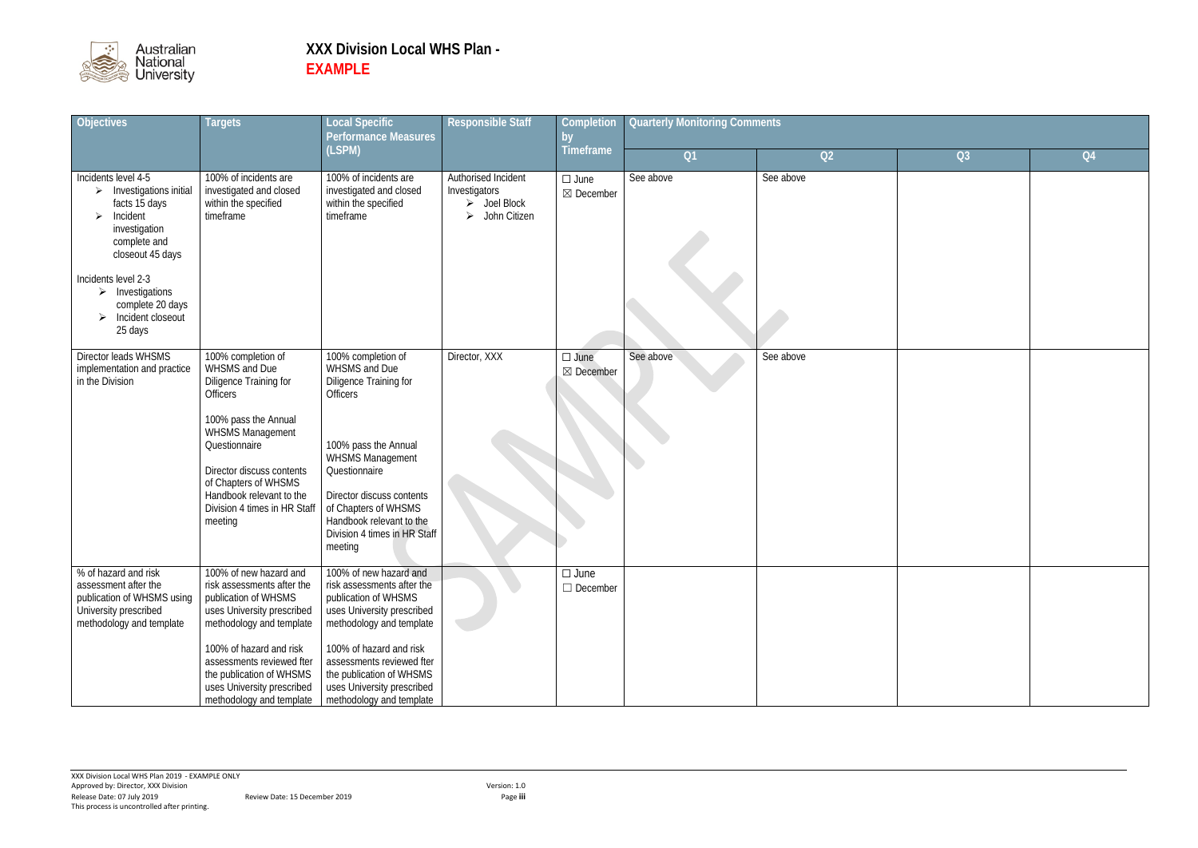# XXX Division Local WHS Plan - EXAMPLE

| Objectives | Targets | Local Specific Performance Measures (LSPM) | Responsible Staff | Completion by Timeframe | Quarterly Monitoring Comments | | | |
|---|---|---|---|---|---|---|---|---|
| | | | | | Q1 | Q2 | Q3 | Q4 |
| Incidents level 4-5<br>➢ Investigations initial facts 15 days<br>➢ Incident investigation complete and closeout 45 days<br><br>Incidents level 2-3<br>➢ Investigations complete 20 days<br>➢ Incident closeout 25 days | 100% of incidents are investigated and closed within the specified timeframe | 100% of incidents are investigated and closed within the specified timeframe | Authorised Incident Investigators<br>➢ Joel Block<br>➢ John Citizen | ☐ June<br>☒ December | See above | See above | | |
| Director leads WHSMS implementation and practice in the Division | 100% completion of WHSMS and Due Diligence Training for Officers<br><br>100% pass the Annual WHSMS Management Questionnaire<br><br>Director discuss contents of Chapters of WHSMS Handbook relevant to the Division 4 times in HR Staff meeting | 100% completion of WHSMS and Due Diligence Training for Officers<br><br>100% pass the Annual WHSMS Management Questionnaire<br><br>Director discuss contents of Chapters of WHSMS Handbook relevant to the Division 4 times in HR Staff meeting | Director, XXX | ☐ June<br>☒ December | See above | See above | | |
| % of hazard and risk assessment after the publication of WHSMS using University prescribed methodology and template | 100% of new hazard and risk assessments after the publication of WHSMS uses University prescribed methodology and template<br><br>100% of hazard and risk assessments reviewed fter the publication of WHSMS uses University prescribed methodology and template | 100% of new hazard and risk assessments after the publication of WHSMS uses University prescribed methodology and template<br><br>100% of hazard and risk assessments reviewed fter the publication of WHSMS uses University prescribed methodology and template | | ☐ June<br>☐ December | | | | |

XXX Division Local WHS Plan 2019 - EXAMPLE ONLY
Approved by: Director, XXX Division
Release Date: 07 July 2019 Review Date: 15 December 2019
This process is uncontrolled after printing.
Version: 1.0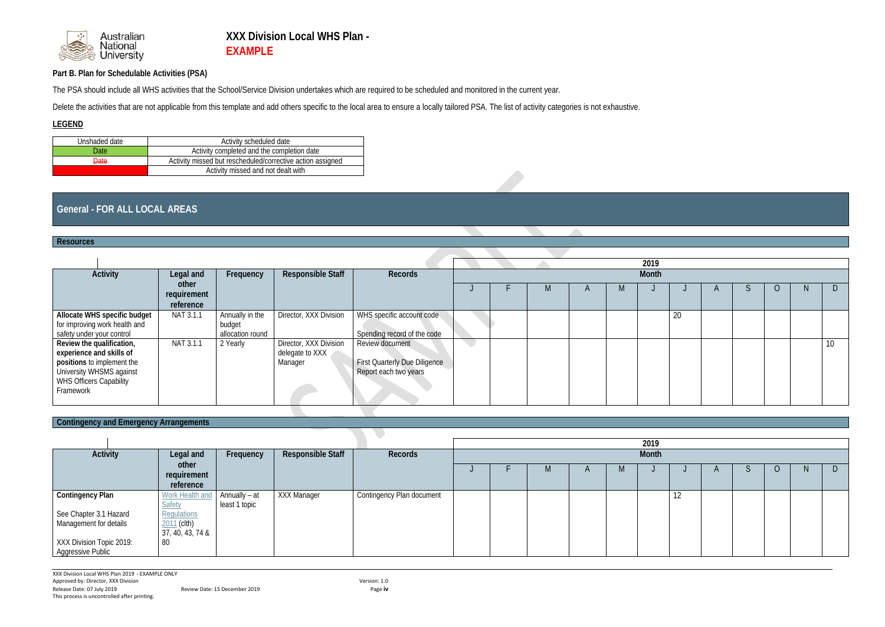# XXX Division Local WHS Plan - EXAMPLE

**Part B. Plan for Schedulable Activities (PSA)**

The PSA should include all WHS activities that the School/Service Division undertakes which are required to be scheduled and monitored in the current year.

Delete the activities that are not applicable from this template and add others specific to the local area to ensure a locally tailored PSA. The list of activity categories is not exhaustive.

**LEGEND**

| | |
|---|---|
| Unshaded date | Activity scheduled date |
| Date | Activity completed and the completion date |
| ~~Date~~ | Activity missed but rescheduled/corrective action assigned |
| | Activity missed and not dealt with |

## General - FOR ALL LOCAL AREAS

### Resources

| Activity | Legal and other requirement reference | Frequency | Responsible Staff | Records | 2019 Month | | | | | | | | | | | |
|---|---|---|---|---|---|---|---|---|---|---|---|---|---|---|---|---|
| | | | | | J | F | M | A | M | J | J | A | S | O | N | D |
| **Allocate WHS specific budget** for improving work health and safety under your control | NAT 3.1.1 | Annually in the budget allocation round | Director, XXX Division | WHS specific account code<br><br>Spending record of the code | | | | | | | 20 | | | | | |
| **Review the qualification, experience and skills of positions** to implement the University WHSMS against WHS Officers Capability Framework | NAT 3.1.1 | 2 Yearly | Director, XXX Division delegate to XXX Manager | Review document<br><br>First Quarterly Due Diligence Report each two years | | | | | | | | | | | | 10 |

### Contingency and Emergency Arrangements

| Activity | Legal and other requirement reference | Frequency | Responsible Staff | Records | 2019 Month | | | | | | | | | | | |
|---|---|---|---|---|---|---|---|---|---|---|---|---|---|---|---|---|
| | | | | | J | F | M | A | M | J | J | A | S | O | N | D |
| **Contingency Plan**<br><br>See Chapter 3.1 Hazard Management for details<br><br>XXX Division Topic 2019: Aggressive Public | Work Health and Safety Regulations 2011 (clth) 37, 40, 43, 74 & 80 | Annually – at least 1 topic | XXX Manager | Contingency Plan document | | | | | | | 12 | | | | | |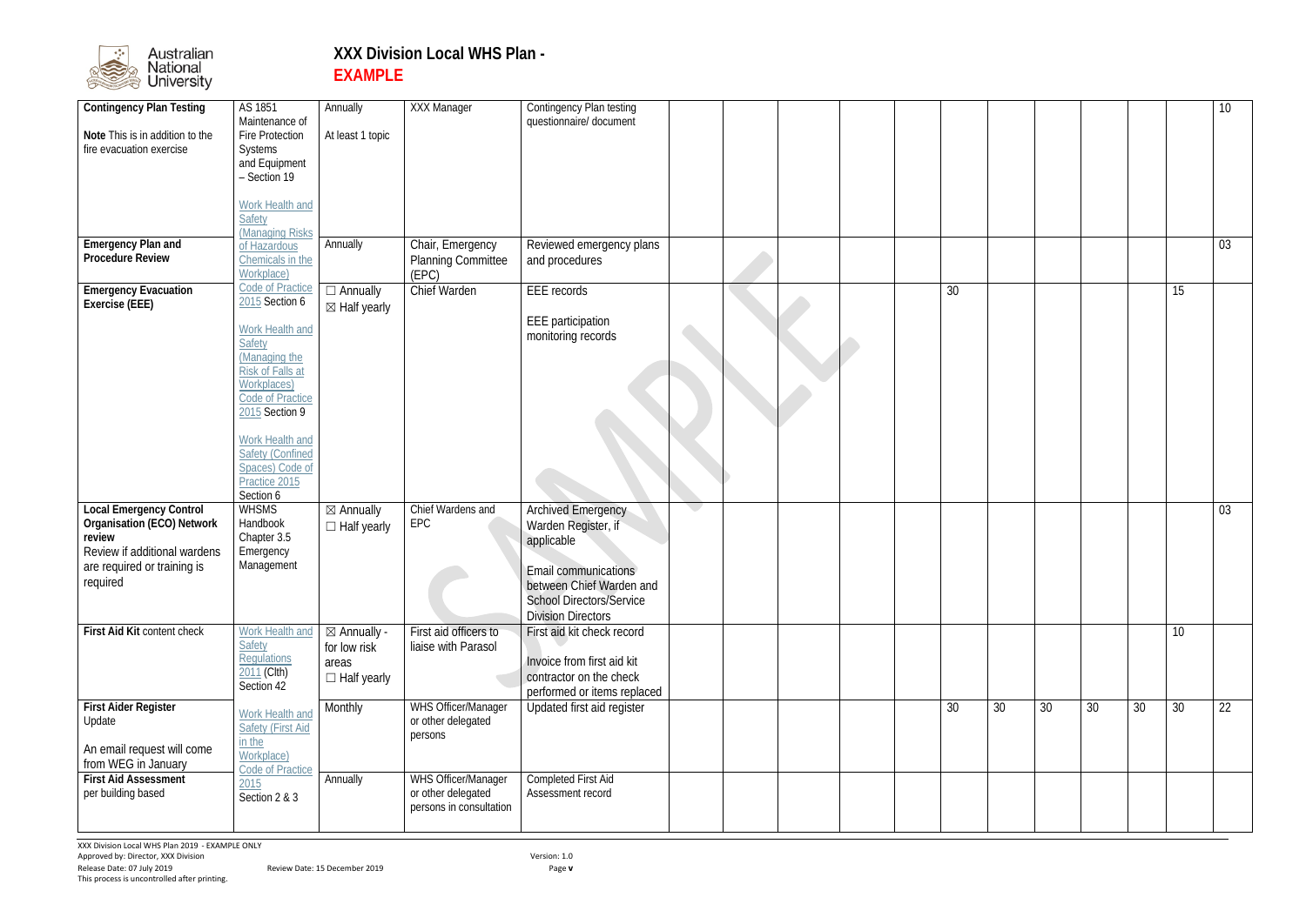# XXX Division Local WHS Plan - EXAMPLE

| | | | | | | | | | | | | | | | | |
|---|---|---|---|---|---|---|---|---|---|---|---|---|---|---|---|---|
| **Contingency Plan Testing**<br><br>**Note** This is in addition to the fire evacuation exercise | AS 1851 Maintenance of Fire Protection Systems and Equipment – Section 19<br><br>Work Health and Safety (Managing Risks | Annually<br><br>At least 1 topic | XXX Manager | Contingency Plan testing questionnaire/ document | | | | | | | | | | | | 10 |
| **Emergency Plan and Procedure Review** | of Hazardous Chemicals in the Workplace) | Annually | Chair, Emergency Planning Committee (EPC) | Reviewed emergency plans and procedures | | | | | | | | | | | | 03 |
| **Emergency Evacuation Exercise (EEE)** | Code of Practice 2015 Section 6<br><br>Work Health and Safety (Managing the Risk of Falls at Workplaces) Code of Practice 2015 Section 9<br><br>Work Health and Safety (Confined Spaces) Code of Practice 2015 Section 6 | ☐ Annually<br>☒ Half yearly | Chief Warden | EEE records<br><br>EEE participation monitoring records | | | | | | 30 | | | | | 15 | |
| **Local Emergency Control Organisation (ECO) Network review**<br>Review if additional wardens are required or training is required | WHSMS Handbook Chapter 3.5 Emergency Management | ☒ Annually<br>☐ Half yearly | Chief Wardens and EPC | Archived Emergency Warden Register, if applicable<br><br>Email communications between Chief Warden and School Directors/Service Division Directors | | | | | | | | | | | | 03 |
| **First Aid Kit** content check | Work Health and Safety Regulations 2011 (Clth) Section 42 | ☒ Annually - for low risk areas<br>☐ Half yearly | First aid officers to liaise with Parasol | First aid kit check record<br><br>Invoice from first aid kit contractor on the check performed or items replaced | | | | | | | | | | | 10 | |
| **First Aider Register** Update<br><br>An email request will come from WEG in January | Work Health and Safety (First Aid in the Workplace) Code of Practice | Monthly | WHS Officer/Manager or other delegated persons | Updated first aid register | | | | | | 30 | 30 | 30 | 30 | 30 | 30 | 22 |
| **First Aid Assessment** per building based | 2015 Section 2 & 3 | Annually | WHS Officer/Manager or other delegated persons in consultation | Completed First Aid Assessment record | | | | | | | | | | | | |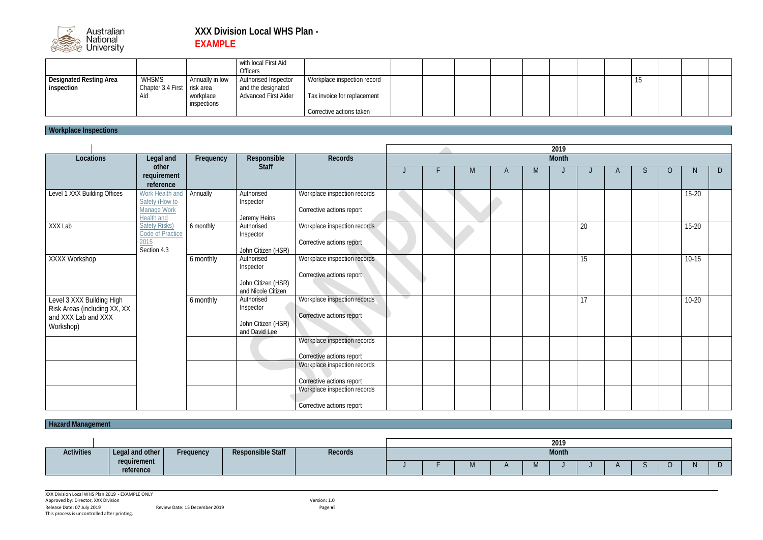| | | | | | | | | | | | | | | | | |
|---|---|---|---|---|---|---|---|---|---|---|---|---|---|---|---|---|
| | | | with local First Aid Officers | | | | | | | | | | | | | |
| **Designated Resting Area inspection** | WHSMS Chapter 3.4 First Aid | Annually in low risk area workplace inspections | Authorised Inspector and the designated Advanced First Aider | Workplace inspection record<br><br>Tax invoice for replacement<br><br>Corrective actions taken | | | | | | | | | 15 | | | |

## Workplace Inspections

| Locations | Legal and other requirement reference | Frequency | Responsible Staff | Records | 2019 Month | | | | | | | | | | | |
|---|---|---|---|---|---|---|---|---|---|---|---|---|---|---|---|---|
| | | | | | J | F | M | A | M | J | J | A | S | O | N | D |
| Level 1 XXX Building Offices | Work Health and Safety (How to Manage Work Health and Safety Risks) Code of Practice 2015 Section 4.3 | Annually | Authorised Inspector<br><br>Jeremy Heins | Workplace inspection records<br><br>Corrective actions report | | | | | | | | | | | 15-20 | |
| XXX Lab | | 6 monthly | Authorised Inspector<br><br>John Citizen (HSR) | Workplace inspection records<br><br>Corrective actions report | | | | | | | 20 | | | | 15-20 | |
| XXXX Workshop | | 6 monthly | Authorised Inspector<br><br>John Citizen (HSR) and Nicole Citizen | Workplace inspection records<br><br>Corrective actions report | | | | | | | 15 | | | | 10-15 | |
| Level 3 XXX Building High Risk Areas (including XX, XX and XXX Lab and XXX Workshop) | | 6 monthly | Authorised Inspector<br><br>John Citizen (HSR) and David Lee | Workplace inspection records<br><br>Corrective actions report | | | | | | | 17 | | | | 10-20 | |
| | | | | Workplace inspection records<br><br>Corrective actions report | | | | | | | | | | | | |
| | | | | Workplace inspection records<br><br>Corrective actions report | | | | | | | | | | | | |
| | | | | Workplace inspection records<br><br>Corrective actions report | | | | | | | | | | | | |

## Hazard Management

| Activities | Legal and other requirement reference | Frequency | Responsible Staff | Records | 2019 Month | | | | | | | | | | | |
|---|---|---|---|---|---|---|---|---|---|---|---|---|---|---|---|---|
| | | | | | J | F | M | A | M | J | J | A | S | O | N | D |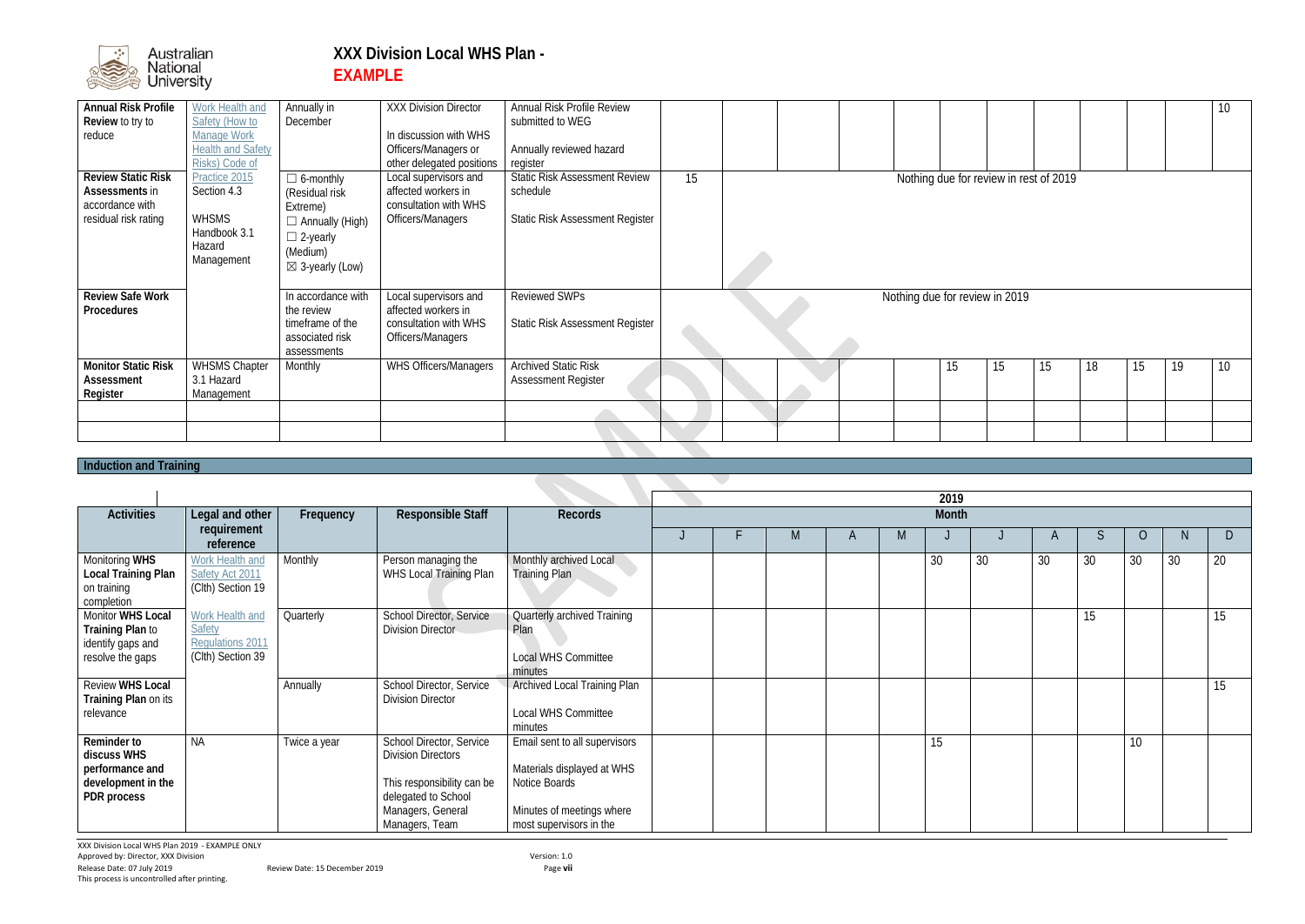# XXX Division Local WHS Plan - EXAMPLE

| | | | | | | | | | | | | | | | | |
|---|---|---|---|---|---|---|---|---|---|---|---|---|---|---|---|---|
| **Annual Risk Profile Review** to try to reduce | Work Health and Safety (How to Manage Work Health and Safety Risks) Code of Practice 2015 Section 4.3 | Annually in December | XXX Division Director<br><br>In discussion with WHS Officers/Managers or other delegated positions | Annual Risk Profile Review submitted to WEG<br><br>Annually reviewed hazard register | | | | | | | | | | | | 10 |
| **Review Static Risk Assessments** in accordance with residual risk rating | WHSMS Handbook 3.1 Hazard Management | ☐ 6-monthly (Residual risk Extreme)<br>☐ Annually (High)<br>☐ 2-yearly (Medium)<br>☒ 3-yearly (Low) | Local supervisors and affected workers in consultation with WHS Officers/Managers | Static Risk Assessment Review schedule<br><br>Static Risk Assessment Register | 15 | Nothing due for review in rest of 2019 | | | | | | | | | | |
| **Review Safe Work Procedures** | | In accordance with the review timeframe of the associated risk assessments | Local supervisors and affected workers in consultation with WHS Officers/Managers | Reviewed SWPs<br><br>Static Risk Assessment Register | Nothing due for review in 2019 | | | | | | | | | | | |
| **Monitor Static Risk Assessment Register** | WHSMS Chapter 3.1 Hazard Management | Monthly | WHS Officers/Managers | Archived Static Risk Assessment Register | | | | | | 15 | 15 | 15 | 18 | 15 | 19 | 10 |
| | | | | | | | | | | | | | | | | |
| | | | | | | | | | | | | | | | | |

## Induction and Training

| Activities | Legal and other requirement reference | Frequency | Responsible Staff | Records | 2019 Month | | | | | | | | | | | |
|---|---|---|---|---|---|---|---|---|---|---|---|---|---|---|---|---|
| | | | | | J | F | M | A | M | J | J | A | S | O | N | D |
| Monitoring **WHS Local Training Plan** on training completion | Work Health and Safety Act 2011 (Clth) Section 19 | Monthly | Person managing the WHS Local Training Plan | Monthly archived Local Training Plan | | | | | | 30 | 30 | 30 | 30 | 30 | 30 | 20 |
| Monitor **WHS Local Training Plan** to identify gaps and resolve the gaps | Work Health and Safety Regulations 2011 (Clth) Section 39 | Quarterly | School Director, Service Division Director | Quarterly archived Training Plan<br><br>Local WHS Committee minutes | | | | | | | | | 15 | | | 15 |
| Review **WHS Local Training Plan** on its relevance | | Annually | School Director, Service Division Director | Archived Local Training Plan<br><br>Local WHS Committee minutes | | | | | | | | | | | | 15 |
| **Reminder to discuss WHS performance and development in the PDR process** | NA | Twice a year | School Director, Service Division Directors<br><br>This responsibility can be delegated to School Managers, General Managers, Team | Email sent to all supervisors<br><br>Materials displayed at WHS Notice Boards<br><br>Minutes of meetings where most supervisors in the | | | | | | 15 | | | | 10 | | |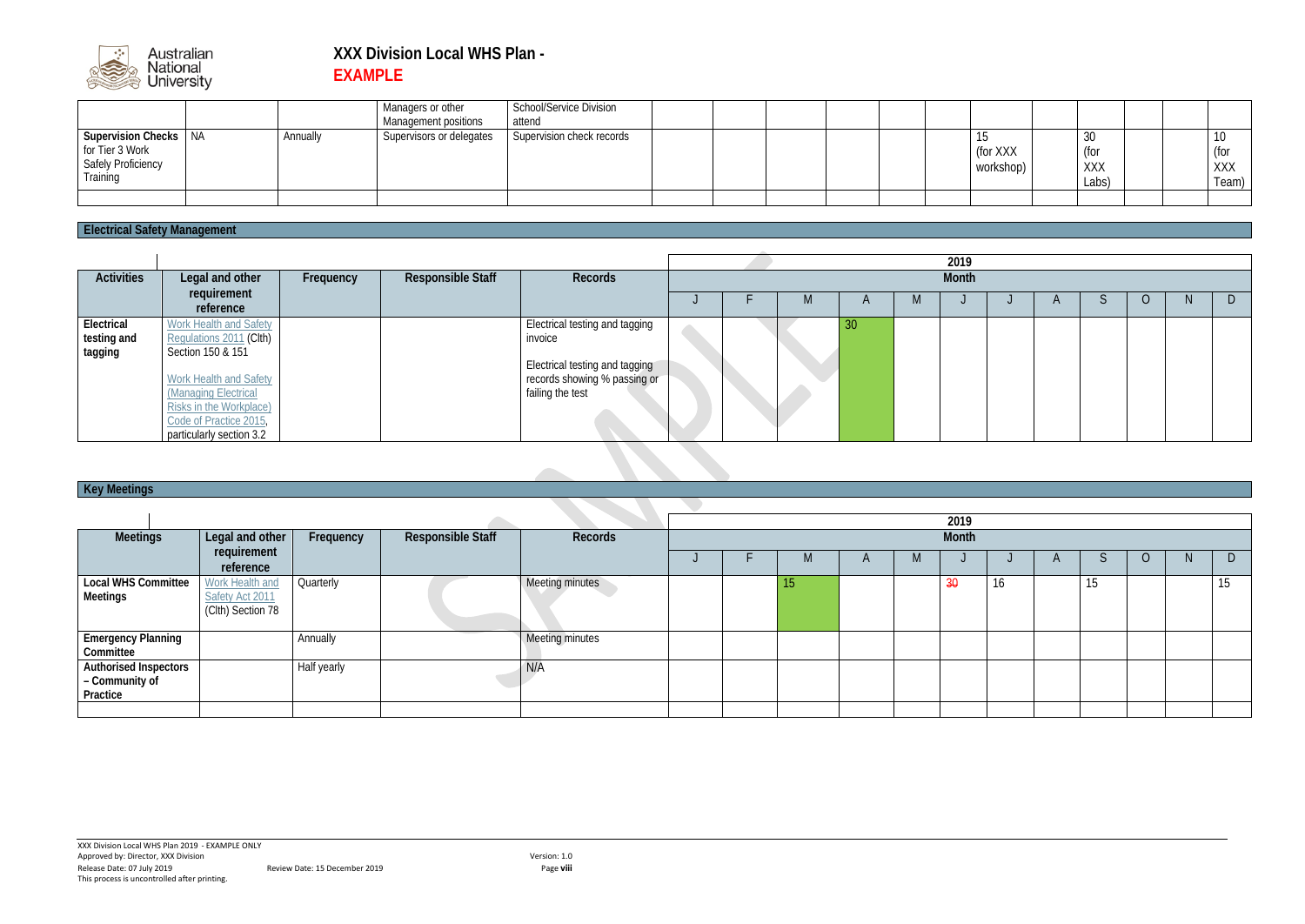| | | | | | | | | | | | | | | | | |
|---|---|---|---|---|---|---|---|---|---|---|---|---|---|---|---|---|
| | | | Managers or other Management positions | School/Service Division attend | | | | | | | | | | | | |
| **Supervision Checks** for Tier 3 Work Safely Proficiency Training | NA | Annually | Supervisors or delegates | Supervision check records | | | | | | | 15 (for XXX workshop) | | 30 (for XXX Labs) | | | 10 (for XXX Team) |
| | | | | | | | | | | | | | | | | |

## Electrical Safety Management

| Activities | Legal and other requirement reference | Frequency | Responsible Staff | Records | 2019 | | | | | | | | | | | |
|---|---|---|---|---|---|---|---|---|---|---|---|---|---|---|---|---|
| | | | | | Month | | | | | | | | | | | |
| | | | | | J | F | M | A | M | J | J | A | S | O | N | D |
| **Electrical testing and tagging** | Work Health and Safety Regulations 2011 (Clth) Section 150 & 151<br><br>Work Health and Safety (Managing Electrical Risks in the Workplace) Code of Practice 2015, particularly section 3.2 | | | Electrical testing and tagging invoice<br><br>Electrical testing and tagging records showing % passing or failing the test | | | | 30 | | | | | | | | |

## Key Meetings

| Meetings | Legal and other requirement reference | Frequency | Responsible Staff | Records | 2019 | | | | | | | | | | | |
|---|---|---|---|---|---|---|---|---|---|---|---|---|---|---|---|---|
| | | | | | Month | | | | | | | | | | | |
| | | | | | J | F | M | A | M | J | J | A | S | O | N | D |
| **Local WHS Committee Meetings** | Work Health and Safety Act 2011 (Clth) Section 78 | Quarterly | | Meeting minutes | | | 15 | | | ~~30~~ | 16 | | 15 | | | 15 |
| **Emergency Planning Committee** | | Annually | | Meeting minutes | | | | | | | | | | | | |
| **Authorised Inspectors – Community of Practice** | | Half yearly | | N/A | | | | | | | | | | | | |
| | | | | | | | | | | | | | | | | |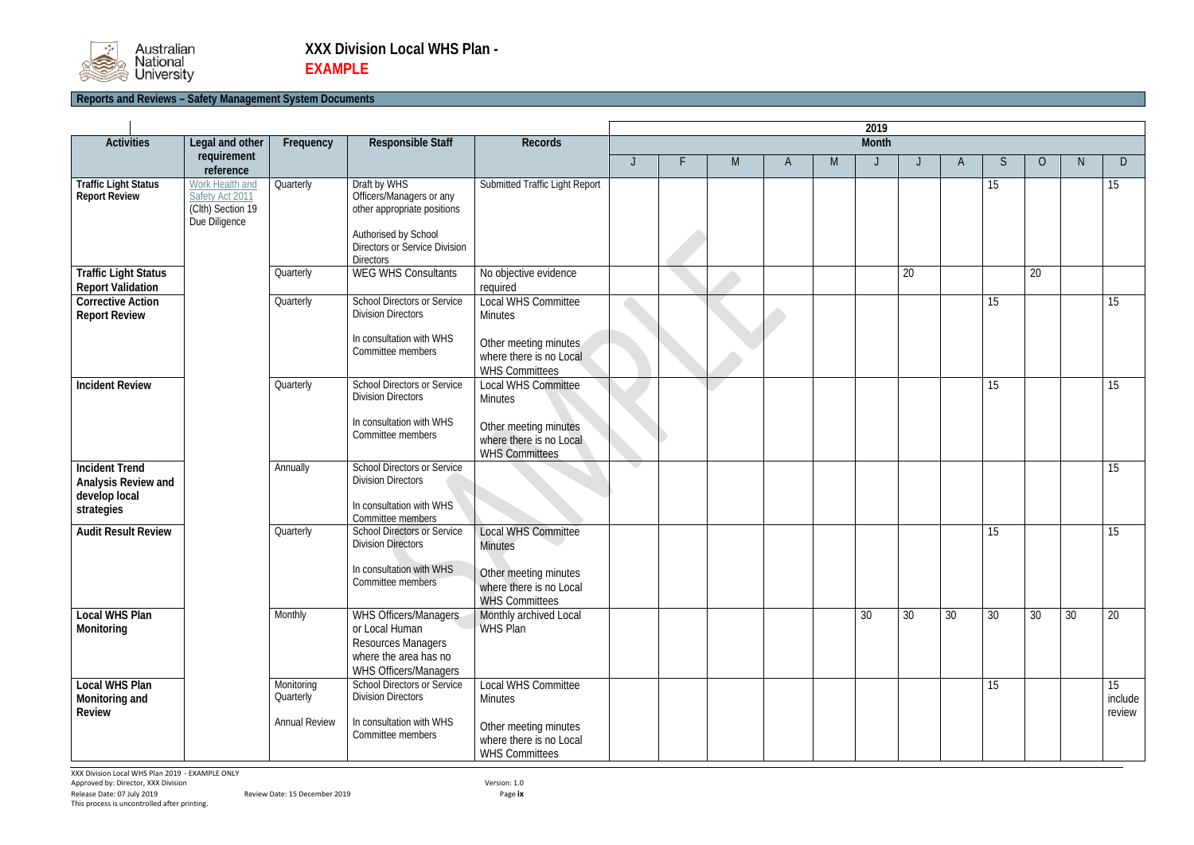# XXX Division Local WHS Plan - EXAMPLE

**Reports and Reviews – Safety Management System Documents**

| Activities | Legal and other requirement reference | Frequency | Responsible Staff | Records | 2019 | | | | | | | | | | | |
|---|---|---|---|---|---|---|---|---|---|---|---|---|---|---|---|---|
| | | | | | Month | | | | | | | | | | | |
| | | | | | J | F | M | A | M | J | J | A | S | O | N | D |
| **Traffic Light Status Report Review** | Work Health and Safety Act 2011 (Clth) Section 19 Due Diligence | Quarterly | Draft by WHS Officers/Managers or any other appropriate positions<br><br>Authorised by School Directors or Service Division Directors | Submitted Traffic Light Report | | | | | | | | | 15 | | | 15 |
| **Traffic Light Status Report Validation** | | Quarterly | WEG WHS Consultants | No objective evidence required | | | | | | | 20 | | | 20 | | |
| **Corrective Action Report Review** | | Quarterly | School Directors or Service Division Directors<br><br>In consultation with WHS Committee members | Local WHS Committee Minutes<br><br>Other meeting minutes where there is no Local WHS Committees | | | | | | | | | 15 | | | 15 |
| **Incident Review** | | Quarterly | School Directors or Service Division Directors<br><br>In consultation with WHS Committee members | Local WHS Committee Minutes<br><br>Other meeting minutes where there is no Local WHS Committees | | | | | | | | | 15 | | | 15 |
| **Incident Trend Analysis Review and develop local strategies** | | Annually | School Directors or Service Division Directors<br><br>In consultation with WHS Committee members | | | | | | | | | | | | | 15 |
| **Audit Result Review** | | Quarterly | School Directors or Service Division Directors<br><br>In consultation with WHS Committee members | Local WHS Committee Minutes<br><br>Other meeting minutes where there is no Local WHS Committees | | | | | | | | | 15 | | | 15 |
| **Local WHS Plan Monitoring** | | Monthly | WHS Officers/Managers or Local Human Resources Managers where the area has no WHS Officers/Managers | Monthly archived Local WHS Plan | | | | | | 30 | 30 | 30 | 30 | 30 | 30 | 20 |
| **Local WHS Plan Monitoring and Review** | | Monitoring Quarterly<br><br>Annual Review | School Directors or Service Division Directors<br><br>In consultation with WHS Committee members | Local WHS Committee Minutes<br><br>Other meeting minutes where there is no Local WHS Committees | | | | | | | | | 15 | | | 15 include review |

XXX Division Local WHS Plan 2019 - EXAMPLE ONLY
Approved by: Director, XXX Division
Release Date: 07 July 2019 Review Date: 15 December 2019
Version: 1.0
This process is uncontrolled after printing.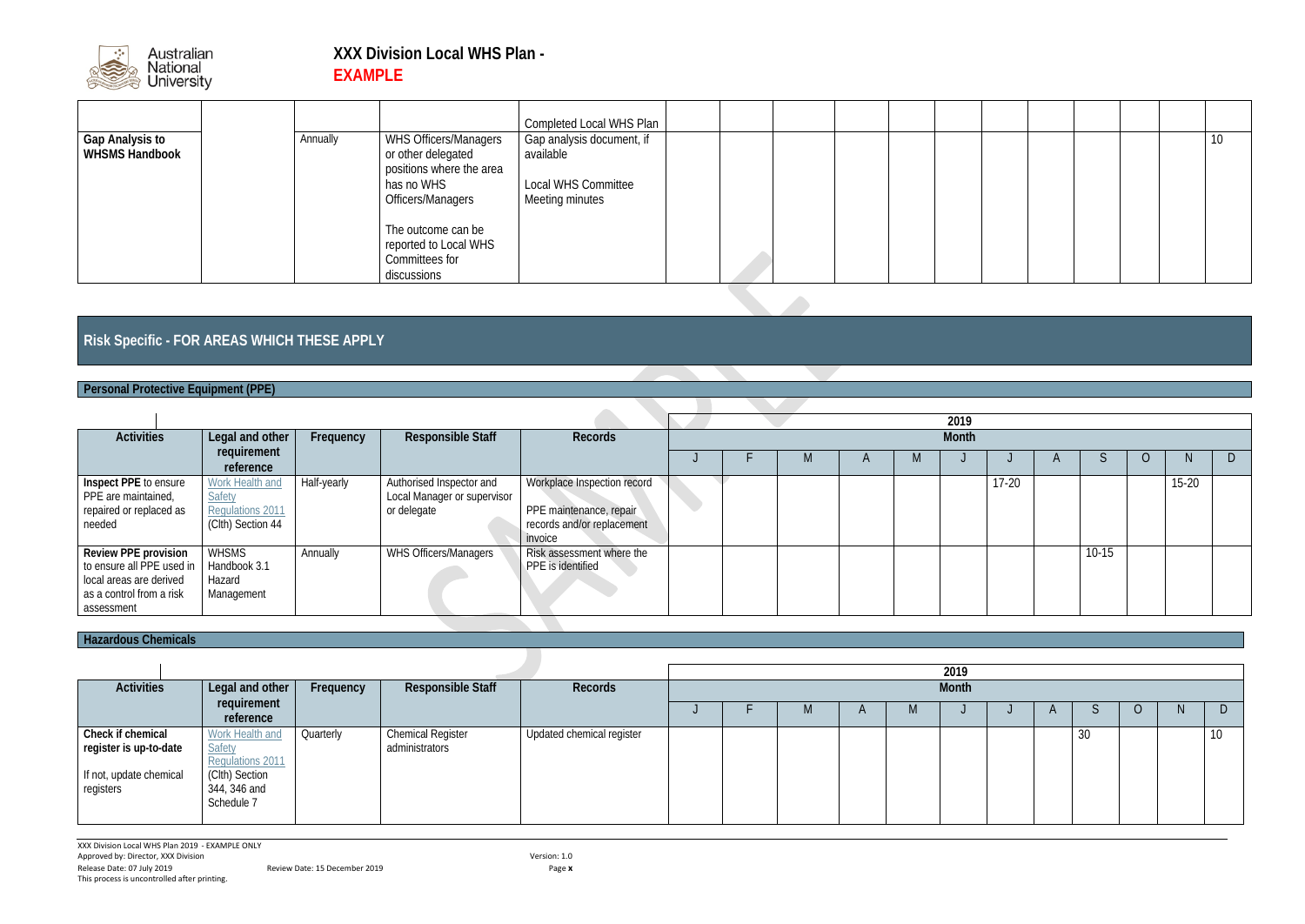# XXX Division Local WHS Plan - EXAMPLE

| | | | | | | | | | | | | | | | | |
|---|---|---|---|---|---|---|---|---|---|---|---|---|---|---|---|---|
| | | | | Completed Local WHS Plan | | | | | | | | | | | | |
| **Gap Analysis to WHSMS Handbook** | | Annually | WHS Officers/Managers or other delegated positions where the area has no WHS Officers/Managers<br><br>The outcome can be reported to Local WHS Committees for discussions | Gap analysis document, if available<br><br>Local WHS Committee Meeting minutes | | | | | | | | | | | | 10 |

## Risk Specific - FOR AREAS WHICH THESE APPLY

### Personal Protective Equipment (PPE)

| Activities | Legal and other requirement reference | Frequency | Responsible Staff | Records | 2019 Month | | | | | | | | | | | |
|---|---|---|---|---|---|---|---|---|---|---|---|---|---|---|---|---|
| | | | | | J | F | M | A | M | J | J | A | S | O | N | D |
| **Inspect PPE** to ensure PPE are maintained, repaired or replaced as needed | Work Health and Safety Regulations 2011 (Clth) Section 44 | Half-yearly | Authorised Inspector and Local Manager or supervisor or delegate | Workplace Inspection record<br><br>PPE maintenance, repair records and/or replacement invoice | | | | | | | 17-20 | | | | 15-20 | |
| **Review PPE provision** to ensure all PPE used in local areas are derived as a control from a risk assessment | WHSMS Handbook 3.1 Hazard Management | Annually | WHS Officers/Managers | Risk assessment where the PPE is identified | | | | | | | | | 10-15 | | | |

### Hazardous Chemicals

| Activities | Legal and other requirement reference | Frequency | Responsible Staff | Records | 2019 Month | | | | | | | | | | | |
|---|---|---|---|---|---|---|---|---|---|---|---|---|---|---|---|---|
| | | | | | J | F | M | A | M | J | J | A | S | O | N | D |
| **Check if chemical register is up-to-date**<br><br>If not, update chemical registers | Work Health and Safety Regulations 2011 (Clth) Section 344, 346 and Schedule 7 | Quarterly | Chemical Register administrators | Updated chemical register | | | | | | | | | 30 | | | 10 |

XXX Division Local WHS Plan 2019 - EXAMPLE ONLY
Approved by: Director, XXX Division
Release Date: 07 July 2019 Review Date: 15 December 2019
This process is uncontrolled after printing.
Version: 1.0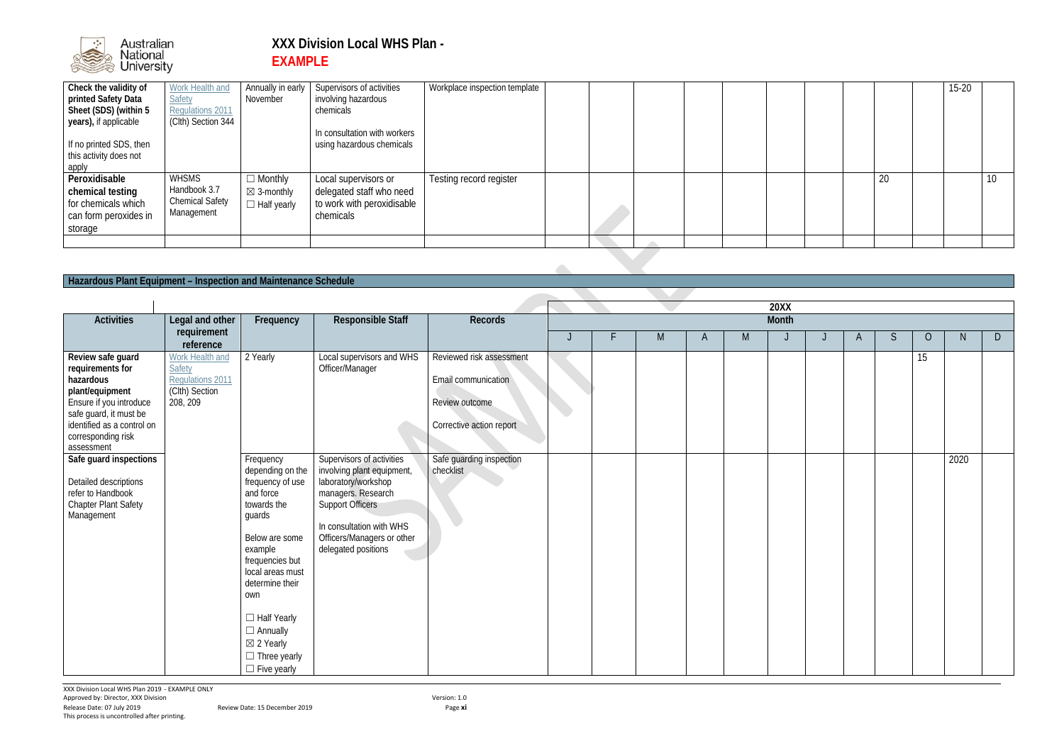| | | | | | | | | | | | | | | | | |
|---|---|---|---|---|---|---|---|---|---|---|---|---|---|---|---|---|
| **Check the validity of printed Safety Data Sheet (SDS) (within 5 years),** if applicable<br><br>If no printed SDS, then this activity does not apply | Work Health and Safety Regulations 2011 (Clth) Section 344 | Annually in early November | Supervisors of activities involving hazardous chemicals<br><br>In consultation with workers using hazardous chemicals | Workplace inspection template | | | | | | | | | | | 15-20 | |
| **Peroxidisable chemical testing** for chemicals which can form peroxides in storage | WHSMS Handbook 3.7 Chemical Safety Management | ☐ Monthly<br>☒ 3-monthly<br>☐ Half yearly | Local supervisors or delegated staff who need to work with peroxidisable chemicals | Testing record register | | | | | | | | | 20 | | | 10 |
| | | | | | | | | | | | | | | | | |

## Hazardous Plant Equipment – Inspection and Maintenance Schedule

| Activities | Legal and other requirement reference | Frequency | Responsible Staff | Records | 20XX Month | | | | | | | | | | | |
|---|---|---|---|---|---|---|---|---|---|---|---|---|---|---|---|---|
| | | | | | J | F | M | A | M | J | J | A | S | O | N | D |
| **Review safe guard requirements for hazardous plant/equipment**<br>Ensure if you introduce safe guard, it must be identified as a control on corresponding risk assessment | Work Health and Safety Regulations 2011 (Clth) Section 208, 209 | 2 Yearly | Local supervisors and WHS Officer/Manager | Reviewed risk assessment<br><br>Email communication<br><br>Review outcome<br><br>Corrective action report | | | | | | | | | | 15 | | |
| **Safe guard inspections**<br><br>Detailed descriptions refer to Handbook Chapter Plant Safety Management | | Frequency depending on the frequency of use and force towards the guards<br><br>Below are some example frequencies but local areas must determine their own<br><br>☐ Half Yearly<br>☐ Annually<br>☒ 2 Yearly<br>☐ Three yearly<br>☐ Five yearly | Supervisors of activities involving plant equipment, laboratory/workshop managers. Research Support Officers<br><br>In consultation with WHS Officers/Managers or other delegated positions | Safe guarding inspection checklist | | | | | | | | | | | 2020 | |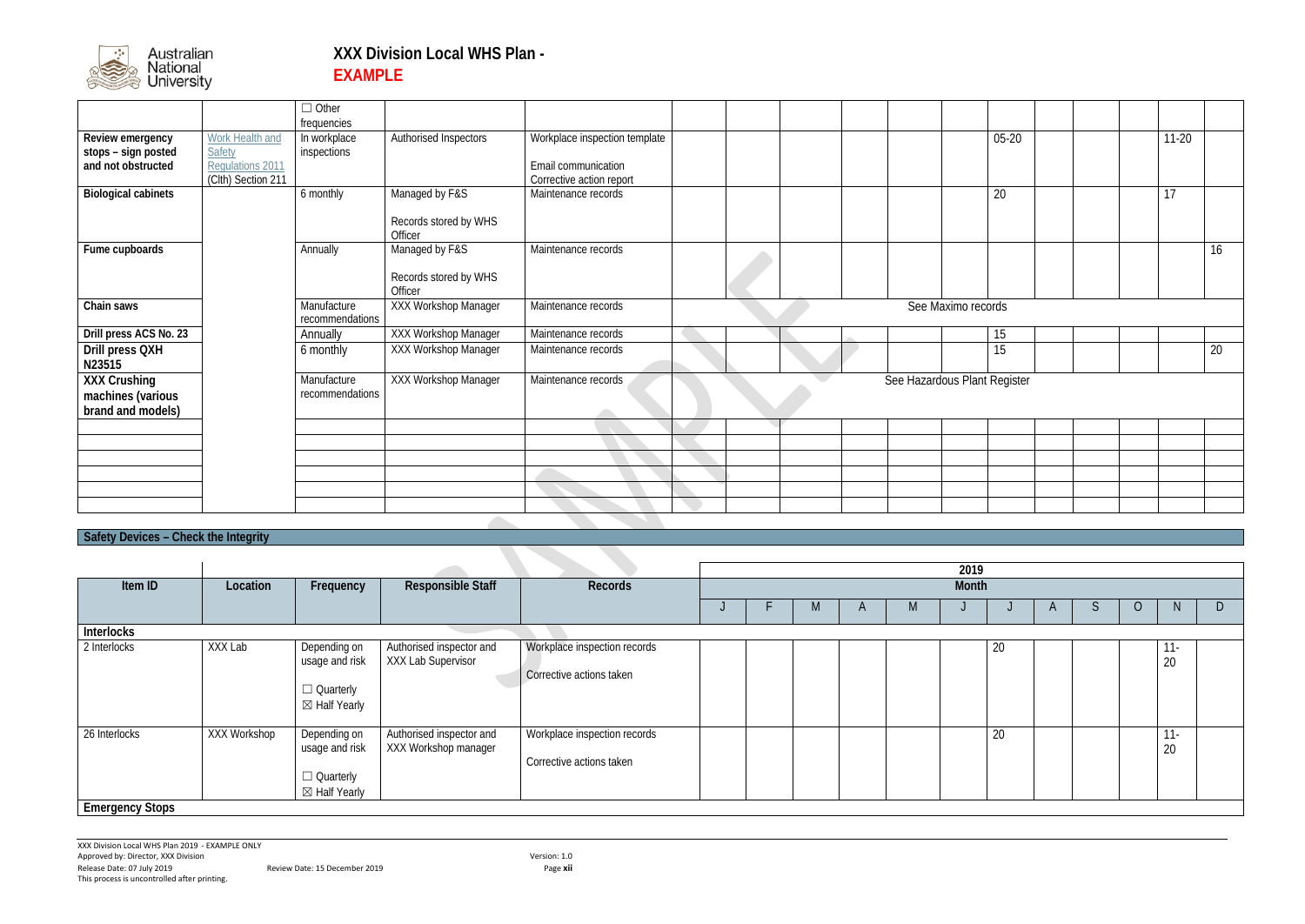# XXX Division Local WHS Plan - EXAMPLE

| | | | | | | | | | | | | | | | | |
|---|---|---|---|---|---|---|---|---|---|---|---|---|---|---|---|---|
| | | ☐ Other frequencies | | | | | | | | | | | | | | |
| **Review emergency stops – sign posted and not obstructed** | Work Health and Safety Regulations 2011 (Clth) Section 211 | In workplace inspections | Authorised Inspectors | Workplace inspection template<br><br>Email communication<br>Corrective action report | | | | | | | 05-20 | | | | 11-20 | |
| **Biological cabinets** | | 6 monthly | Managed by F&S<br><br>Records stored by WHS Officer | Maintenance records | | | | | | | 20 | | | | 17 | |
| **Fume cupboards** | | Annually | Managed by F&S<br><br>Records stored by WHS Officer | Maintenance records | | | | | | | | | | | | 16 |
| **Chain saws** | | Manufacture recommendations | XXX Workshop Manager | Maintenance records | See Maximo records | | | | | | | | | | | |
| **Drill press ACS No. 23** | | Annually | XXX Workshop Manager | Maintenance records | | | | | | | 15 | | | | | |
| **Drill press QXH N23515** | | 6 monthly | XXX Workshop Manager | Maintenance records | | | | | | | 15 | | | | | 20 |
| **XXX Crushing machines (various brand and models)** | | Manufacture recommendations | XXX Workshop Manager | Maintenance records | See Hazardous Plant Register | | | | | | | | | | | |
| | | | | | | | | | | | | | | | | |
| | | | | | | | | | | | | | | | | |
| | | | | | | | | | | | | | | | | |
| | | | | | | | | | | | | | | | | |
| | | | | | | | | | | | | | | | | |
| | | | | | | | | | | | | | | | | |

## Safety Devices – Check the Integrity

| Item ID | Location | Frequency | Responsible Staff | Records | 2019 Month | | | | | | | | | | | |
|---|---|---|---|---|---|---|---|---|---|---|---|---|---|---|---|---|
| | | | | | J | F | M | A | M | J | J | A | S | O | N | D |
| **Interlocks** | | | | | | | | | | | | | | | | |
| 2 Interlocks | XXX Lab | Depending on usage and risk<br><br>☐ Quarterly<br>☒ Half Yearly | Authorised inspector and XXX Lab Supervisor | Workplace inspection records<br><br>Corrective actions taken | | | | | | | 20 | | | | 11-20 | |
| 26 Interlocks | XXX Workshop | Depending on usage and risk<br><br>☐ Quarterly<br>☒ Half Yearly | Authorised inspector and XXX Workshop manager | Workplace inspection records<br><br>Corrective actions taken | | | | | | | 20 | | | | 11-20 | |
| **Emergency Stops** | | | | | | | | | | | | | | | | |

XXX Division Local WHS Plan 2019 - EXAMPLE ONLY
Approved by: Director, XXX Division
Release Date: 07 July 2019 Review Date: 15 December 2019
This process is uncontrolled after printing.
Version: 1.0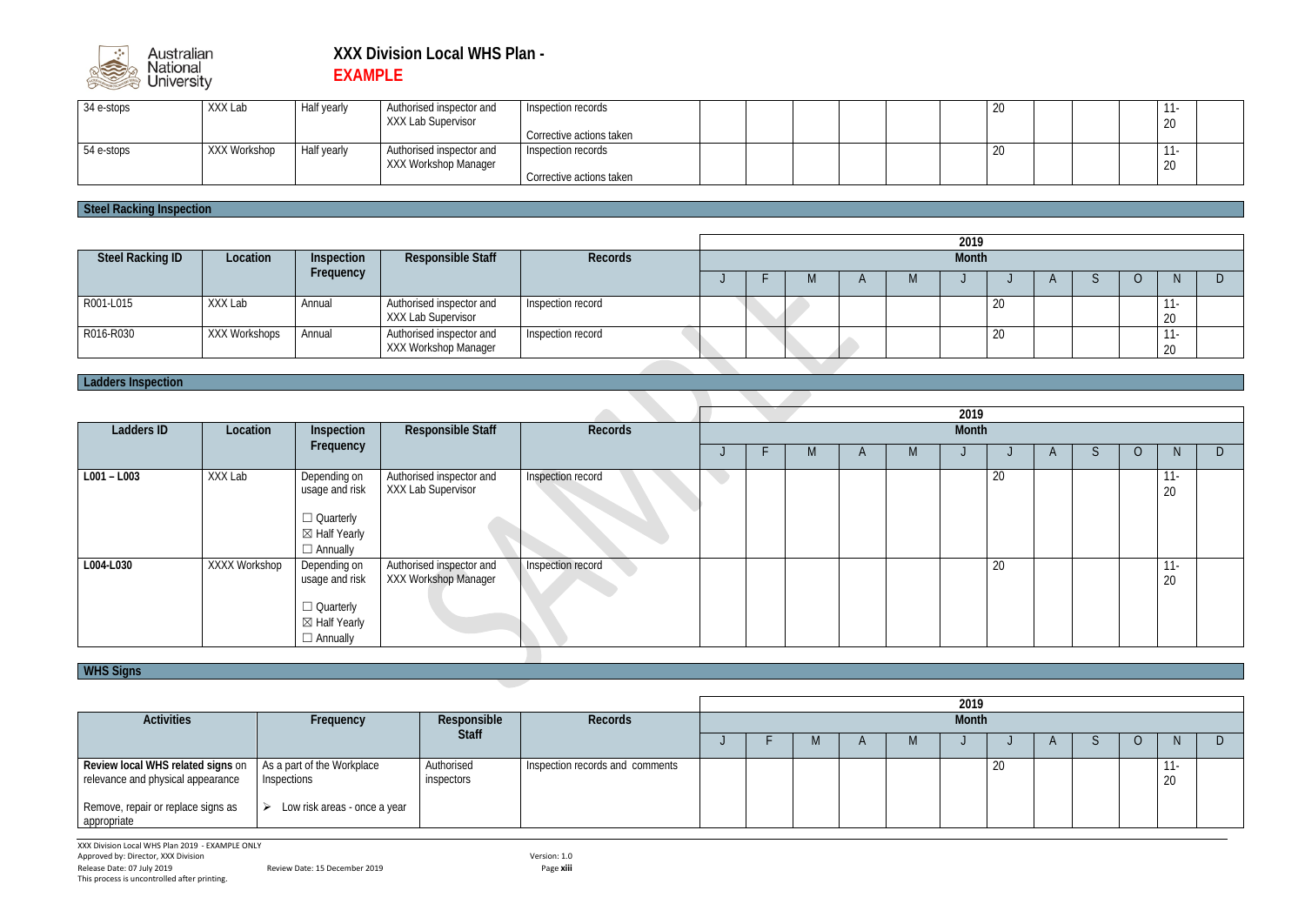# XXX Division Local WHS Plan - EXAMPLE

| 34 e-stops | XXX Lab | Half yearly | Authorised inspector and XXX Lab Supervisor | Inspection records<br><br>Corrective actions taken | | | | | | | 20 | | | | 11-20 | |
|---|---|---|---|---|---|---|---|---|---|---|---|---|---|---|---|---|
| 54 e-stops | XXX Workshop | Half yearly | Authorised inspector and XXX Workshop Manager | Inspection records<br><br>Corrective actions taken | | | | | | | 20 | | | | 11-20 | |

## Steel Racking Inspection

| Steel Racking ID | Location | Inspection Frequency | Responsible Staff | Records | 2019 | | | | | | | | | | | |
|---|---|---|---|---|---|---|---|---|---|---|---|---|---|---|---|---|
| | | | | | Month | | | | | | | | | | | |
| | | | | | J | F | M | A | M | J | J | A | S | O | N | D |
| R001-L015 | XXX Lab | Annual | Authorised inspector and XXX Lab Supervisor | Inspection record | | | | | | | 20 | | | | 11-20 | |
| R016-R030 | XXX Workshops | Annual | Authorised inspector and XXX Workshop Manager | Inspection record | | | | | | | 20 | | | | 11-20 | |

## Ladders Inspection

| Ladders ID | Location | Inspection Frequency | Responsible Staff | Records | 2019 | | | | | | | | | | | |
|---|---|---|---|---|---|---|---|---|---|---|---|---|---|---|---|---|
| | | | | | Month | | | | | | | | | | | |
| | | | | | J | F | M | A | M | J | J | A | S | O | N | D |
| **L001 – L003** | XXX Lab | Depending on usage and risk<br><br>☐ Quarterly<br>☒ Half Yearly<br>☐ Annually | Authorised inspector and XXX Lab Supervisor | Inspection record | | | | | | | 20 | | | | 11-20 | |
| **L004-L030** | XXXX Workshop | Depending on usage and risk<br><br>☐ Quarterly<br>☒ Half Yearly<br>☐ Annually | Authorised inspector and XXX Workshop Manager | Inspection record | | | | | | | 20 | | | | 11-20 | |

## WHS Signs

| Activities | Frequency | Responsible Staff | Records | 2019 | | | | | | | | | | | |
|---|---|---|---|---|---|---|---|---|---|---|---|---|---|---|---|
| | | | | Month | | | | | | | | | | | |
| | | | | J | F | M | A | M | J | J | A | S | O | N | D |
| **Review local WHS related signs** on relevance and physical appearance<br><br>Remove, repair or replace signs as appropriate | As a part of the Workplace Inspections<br><br>➢ Low risk areas - once a year | Authorised inspectors | Inspection records and comments | | | | | | | 20 | | | | 11-20 | |

XXX Division Local WHS Plan 2019 - EXAMPLE ONLY
Approved by: Director, XXX Division
Release Date: 07 July 2019 Review Date: 15 December 2019
Version: 1.0
This process is uncontrolled after printing.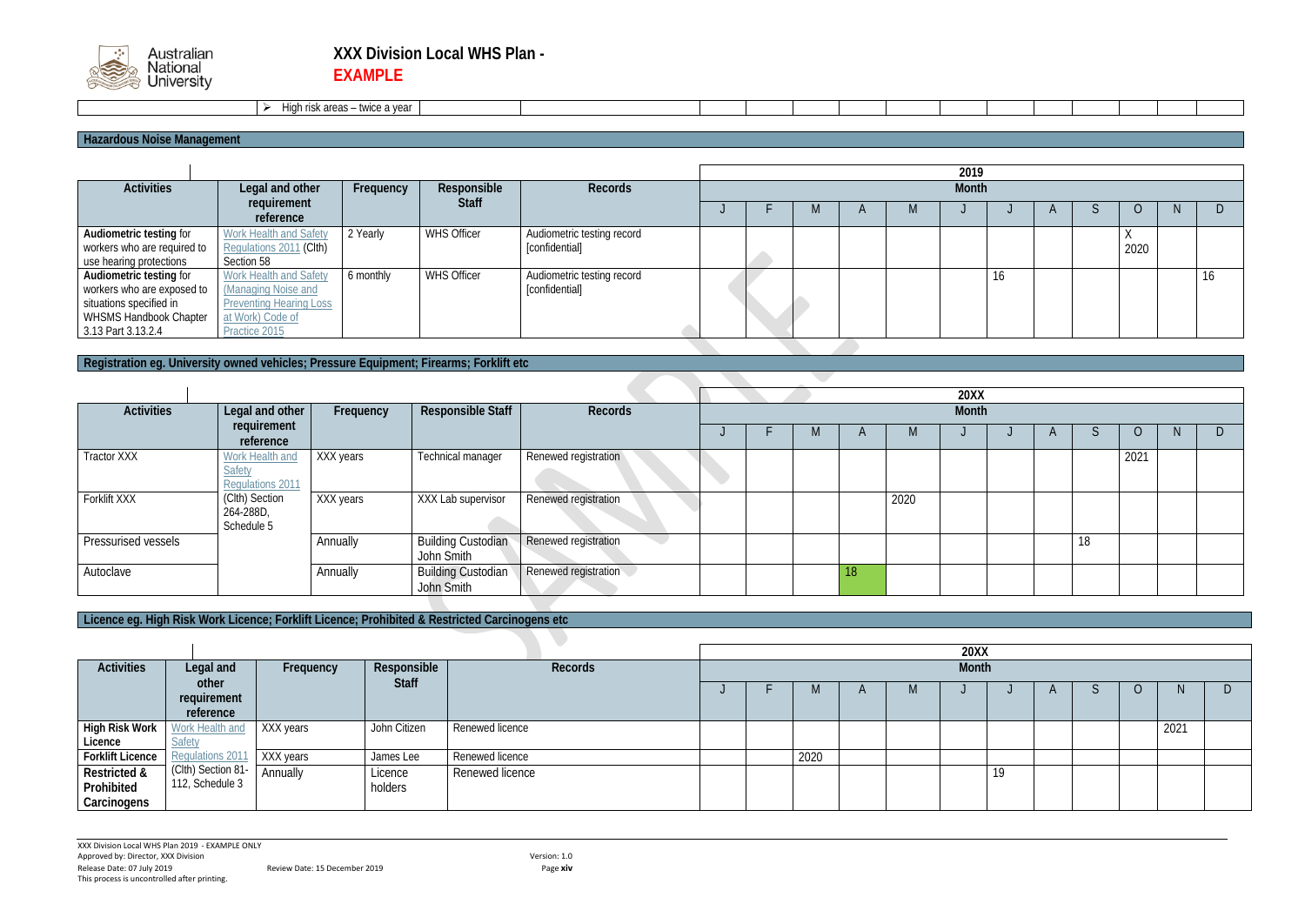| | ➢ High risk areas – twice a year | | | | | | | | | | | | | | | | |
|---|---|---|---|---|---|---|---|---|---|---|---|---|---|---|---|---|---|

## Hazardous Noise Management

| Activities | Legal and other requirement reference | Frequency | Responsible Staff | Records | 2019 Month | | | | | | | | | | | |
|---|---|---|---|---|---|---|---|---|---|---|---|---|---|---|---|---|
| | | | | | J | F | M | A | M | J | J | A | S | O | N | D |
| **Audiometric testing** for workers who are required to use hearing protections | Work Health and Safety Regulations 2011 (Clth) Section 58 | 2 Yearly | WHS Officer | Audiometric testing record [confidential] | | | | | | | | | | X 2020 | | |
| **Audiometric testing** for workers who are exposed to situations specified in WHSMS Handbook Chapter 3.13 Part 3.13.2.4 | Work Health and Safety (Managing Noise and Preventing Hearing Loss at Work) Code of Practice 2015 | 6 monthly | WHS Officer | Audiometric testing record [confidential] | | | | | | | 16 | | | | | 16 |

## Registration eg. University owned vehicles; Pressure Equipment; Firearms; Forklift etc

| Activities | Legal and other requirement reference | Frequency | Responsible Staff | Records | 20XX Month | | | | | | | | | | | |
|---|---|---|---|---|---|---|---|---|---|---|---|---|---|---|---|---|
| | | | | | J | F | M | A | M | J | J | A | S | O | N | D |
| Tractor XXX | Work Health and Safety Regulations 2011 (Clth) Section 264-288D, Schedule 5 | XXX years | Technical manager | Renewed registration | | | | | | | | | | 2021 | | |
| Forklift XXX | | XXX years | XXX Lab supervisor | Renewed registration | | | | | 2020 | | | | | | | |
| Pressurised vessels | | Annually | Building Custodian John Smith | Renewed registration | | | | | | | | | 18 | | | |
| Autoclave | | Annually | Building Custodian John Smith | Renewed registration | | | | 18 | | | | | | | | |

## Licence eg. High Risk Work Licence; Forklift Licence; Prohibited & Restricted Carcinogens etc

| Activities | Legal and other requirement reference | Frequency | Responsible Staff | Records | 20XX Month | | | | | | | | | | | |
|---|---|---|---|---|---|---|---|---|---|---|---|---|---|---|---|---|
| | | | | | J | F | M | A | M | J | J | A | S | O | N | D |
| **High Risk Work Licence** | Work Health and Safety Regulations 2011 (Clth) Section 81-112, Schedule 3 | XXX years | John Citizen | Renewed licence | | | | | | | | | | | 2021 | |
| **Forklift Licence** | | XXX years | James Lee | Renewed licence | | | 2020 | | | | | | | | | |
| **Restricted & Prohibited Carcinogens** | | Annually | Licence holders | Renewed licence | | | | | | | 19 | | | | | |

XXX Division Local WHS Plan 2019 - EXAMPLE ONLY
Approved by: Director, XXX Division
Version: 1.0
Release Date: 07 July 2019
Review Date: 15 December 2019
This process is uncontrolled after printing.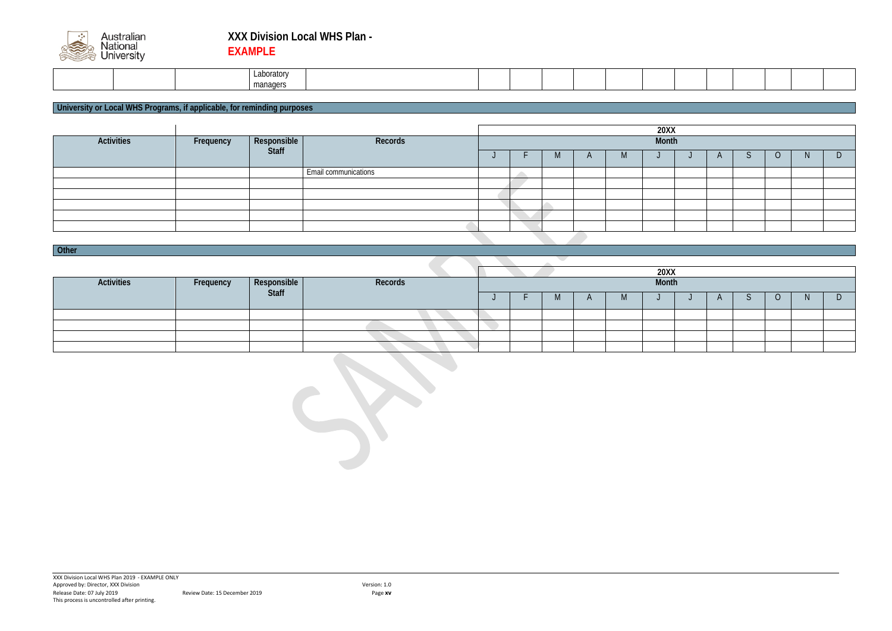# XXX Division Local WHS Plan - EXAMPLE

| | | | | | | | | | | | | | | | | |
|---|---|---|---|---|---|---|---|---|---|---|---|---|---|---|---|---|
| | | | Laboratory managers | | | | | | | | | | | | | |

## University or Local WHS Programs, if applicable, for reminding purposes

| Activities | Frequency | Responsible Staff | Records | 20XX Month | | | | | | | | | | | |
|---|---|---|---|---|---|---|---|---|---|---|---|---|---|---|---|
| | | | | J | F | M | A | M | J | J | A | S | O | N | D |
| | | | Email communications | | | | | | | | | | | | |
| | | | | | | | | | | | | | | | |
| | | | | | | | | | | | | | | | |
| | | | | | | | | | | | | | | | |
| | | | | | | | | | | | | | | | |
| | | | | | | | | | | | | | | | |

## Other

| Activities | Frequency | Responsible Staff | Records | 20XX Month | | | | | | | | | | | |
|---|---|---|---|---|---|---|---|---|---|---|---|---|---|---|---|
| | | | | J | F | M | A | M | J | J | A | S | O | N | D |
| | | | | | | | | | | | | | | | |
| | | | | | | | | | | | | | | | |
| | | | | | | | | | | | | | | | |
| | | | | | | | | | | | | | | | |